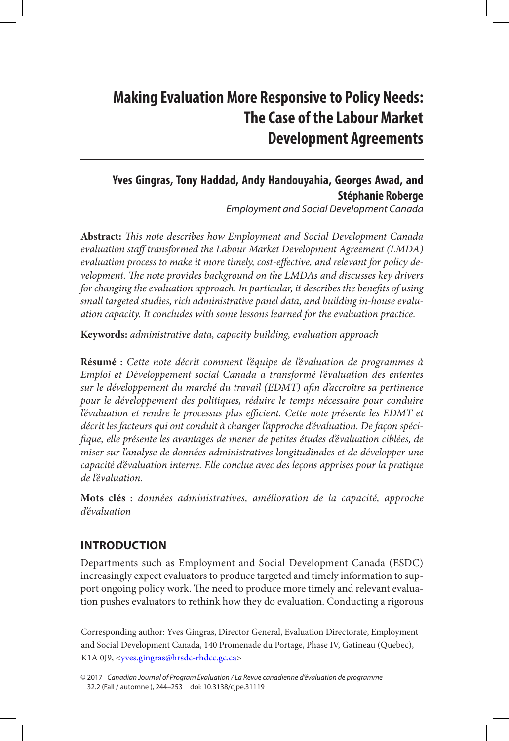# Making Evaluation More Responsive to Policy Needs: The Case of the Labour Market Development Agreements

**Yves Gingras, Tony Haddad, Andy Handouyahia, Georges Awad, and Stéphanie Roberge**

*Employment and Social Development Canada*

**Abstract:** *This note describes how Employment and Social Development Canada evaluation staff transformed the Labour Market Development Agreement (LMDA) evaluation process to make it more timely, cost-effective, and relevant for policy development. The note provides background on the LMDAs and discusses key drivers for changing the evaluation approach. In particular, it describes the benefits of using small targeted studies, rich administrative panel data, and building in-house evaluation capacity. It concludes with some lessons learned for the evaluation practice.*

**Keywords:** *administrative data, capacity building, evaluation approach*

**Résumé :** *Cette note décrit comment l'équipe de l'évaluation de programmes à Emploi et Développement social Canada a transformé l'évaluation des ententes sur le développement du marché du travail (EDMT) afin d'accroître sa pertinence pour le développement des politiques, réduire le temps nécessaire pour conduire l'évaluation et rendre le processus plus efficient. Cette note présente les EDMT et décrit les facteurs qui ont conduit à changer l'approche d'évaluation. De façon spécifique, elle présente les avantages de mener de petites études d'évaluation ciblées, de miser sur l'analyse de données administratives longitudinales et de développer une capacité d'évaluation interne. Elle conclue avec des leçons apprises pour la pratique de l'évaluation.*

**Mots clés :** *données administratives, amélioration de la capacité, approche d'évaluation*

## INTRODUCTION

Departments such as Employment and Social Development Canada (ESDC) increasingly expect evaluators to produce targeted and timely information to support ongoing policy work. The need to produce more timely and relevant evaluation pushes evaluators to rethink how they do evaluation. Conducting a rigorous

Corresponding author: Yves Gingras, Director General, Evaluation Directorate, Employment and Social Development Canada, 140 Promenade du Portage, Phase IV, Gatineau (Quebec), K1A 0J9, <yves.gingras@hrsdc-rhdcc.gc.ca>

© 2017 *Canadian Journal of Program Evaluation / La Revue canadienne d'évaluation de programme* 32.2 (Fall / automne ), 244–253 doi: 10.3138/cjpe.31119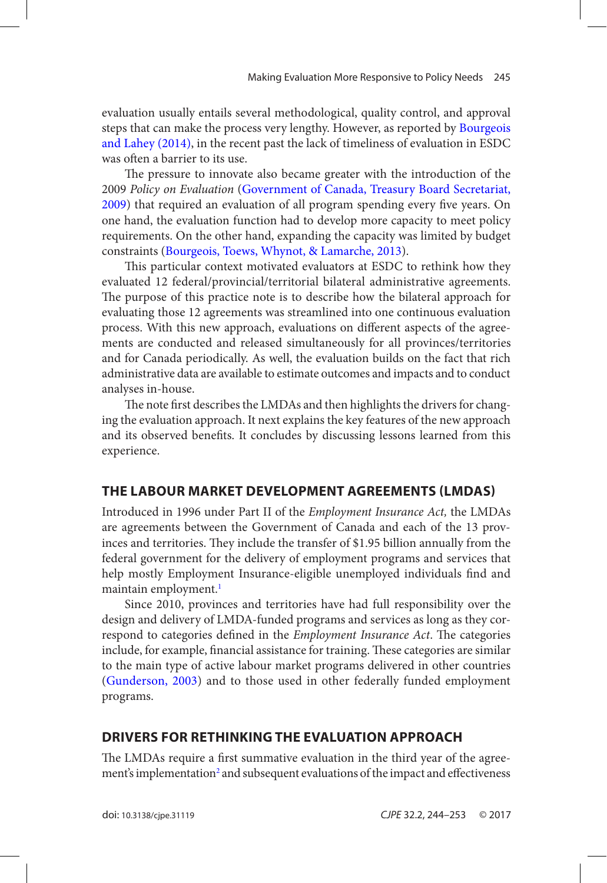evaluation usually entails several methodological, quality control, and approval steps that can make the process very lengthy. However, as reported by Bourgeois and Lahey (2014), in the recent past the lack of timeliness of evaluation in ESDC was often a barrier to its use.

The pressure to innovate also became greater with the introduction of the 2009 *Policy on Evaluation* (Government of Canada, Treasury Board Secretariat, 2009) that required an evaluation of all program spending every five years. On one hand, the evaluation function had to develop more capacity to meet policy requirements. On the other hand, expanding the capacity was limited by budget constraints (Bourgeois, Toews, Whynot, & Lamarche, 2013).

This particular context motivated evaluators at ESDC to rethink how they evaluated 12 federal/provincial/territorial bilateral administrative agreements. The purpose of this practice note is to describe how the bilateral approach for evaluating those 12 agreements was streamlined into one continuous evaluation process. With this new approach, evaluations on different aspects of the agreements are conducted and released simultaneously for all provinces/territories and for Canada periodically. As well, the evaluation builds on the fact that rich administrative data are available to estimate outcomes and impacts and to conduct analyses in-house.

The note first describes the LMDAs and then highlights the drivers for changing the evaluation approach. It next explains the key features of the new approach and its observed benefits. It concludes by discussing lessons learned from this experience.

## THE LABOUR MARKET DEVELOPMENT AGREEMENTS (LMDAS)

Introduced in 1996 under Part II of the *Employment Insurance Act,* the LMDAs are agreements between the Government of Canada and each of the 13 provinces and territories. They include the transfer of $1.95 billion annually from the federal government for the delivery of employment programs and services that help mostly Employment Insurance-eligible unemployed individuals find and maintain employment.[1]

Since 2010, provinces and territories have had full responsibility over the design and delivery of LMDA-funded programs and services as long as they correspond to categories defined in the *Employment Insurance Act*. The categories include, for example, financial assistance for training. These categories are similar to the main type of active labour market programs delivered in other countries (Gunderson, 2003) and to those used in other federally funded employment programs.

## DRIVERS FOR RETHINKING THE EVALUATION APPROACH

The LMDAs require a first summative evaluation in the third year of the agreement's implementation[2] and subsequent evaluations of the impact and effectiveness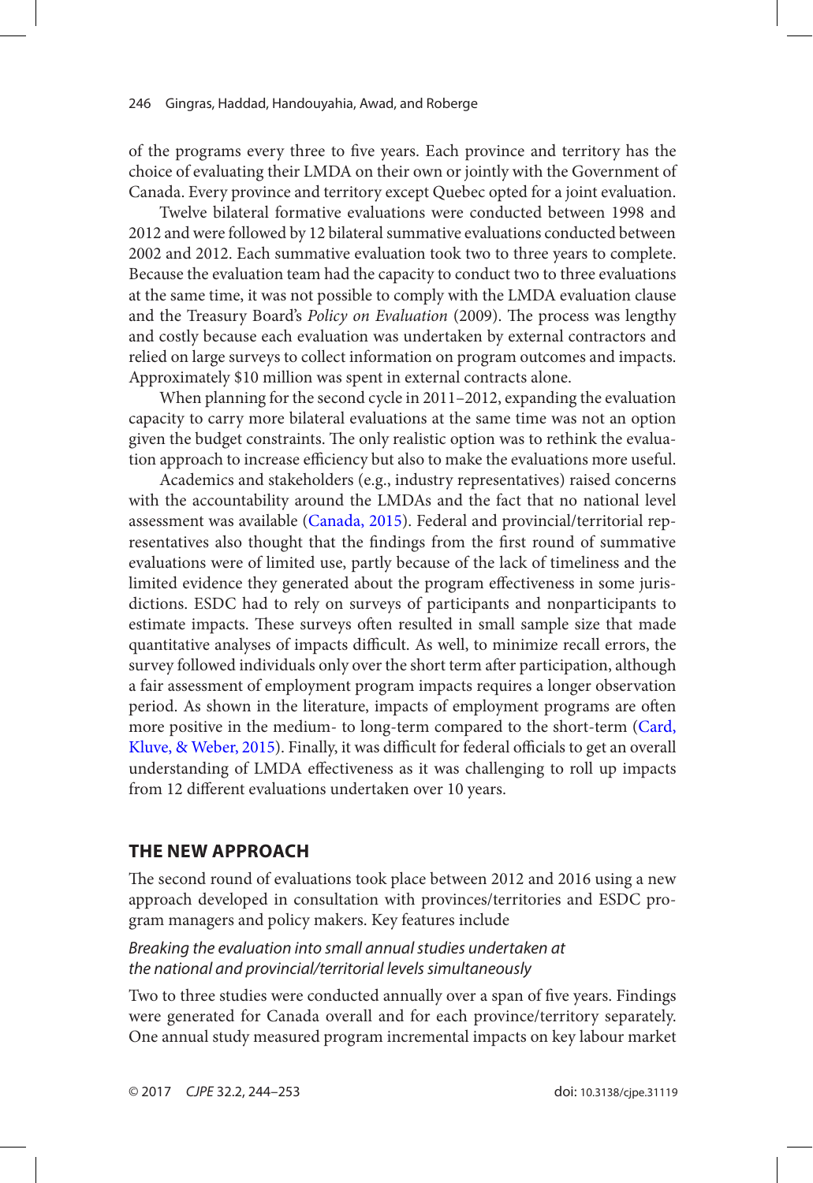of the programs every three to five years. Each province and territory has the choice of evaluating their LMDA on their own or jointly with the Government of Canada. Every province and territory except Quebec opted for a joint evaluation.

Twelve bilateral formative evaluations were conducted between 1998 and 2012 and were followed by 12 bilateral summative evaluations conducted between 2002 and 2012. Each summative evaluation took two to three years to complete. Because the evaluation team had the capacity to conduct two to three evaluations at the same time, it was not possible to comply with the LMDA evaluation clause and the Treasury Board's *Policy on Evaluation* (2009). The process was lengthy and costly because each evaluation was undertaken by external contractors and relied on large surveys to collect information on program outcomes and impacts. Approximately $10 million was spent in external contracts alone.

When planning for the second cycle in 2011–2012, expanding the evaluation capacity to carry more bilateral evaluations at the same time was not an option given the budget constraints. The only realistic option was to rethink the evaluation approach to increase efficiency but also to make the evaluations more useful.

Academics and stakeholders (e.g., industry representatives) raised concerns with the accountability around the LMDAs and the fact that no national level assessment was available (Canada, 2015). Federal and provincial/territorial representatives also thought that the findings from the first round of summative evaluations were of limited use, partly because of the lack of timeliness and the limited evidence they generated about the program effectiveness in some jurisdictions. ESDC had to rely on surveys of participants and nonparticipants to estimate impacts. These surveys often resulted in small sample size that made quantitative analyses of impacts difficult. As well, to minimize recall errors, the survey followed individuals only over the short term after participation, although a fair assessment of employment program impacts requires a longer observation period. As shown in the literature, impacts of employment programs are often more positive in the medium- to long-term compared to the short-term (Card, Kluve, & Weber, 2015). Finally, it was difficult for federal officials to get an overall understanding of LMDA effectiveness as it was challenging to roll up impacts from 12 different evaluations undertaken over 10 years.

## THE NEW APPROACH

The second round of evaluations took place between 2012 and 2016 using a new approach developed in consultation with provinces/territories and ESDC program managers and policy makers. Key features include

### *Breaking the evaluation into small annual studies undertaken at the national and provincial/territorial levels simultaneously*

Two to three studies were conducted annually over a span of five years. Findings were generated for Canada overall and for each province/territory separately. One annual study measured program incremental impacts on key labour market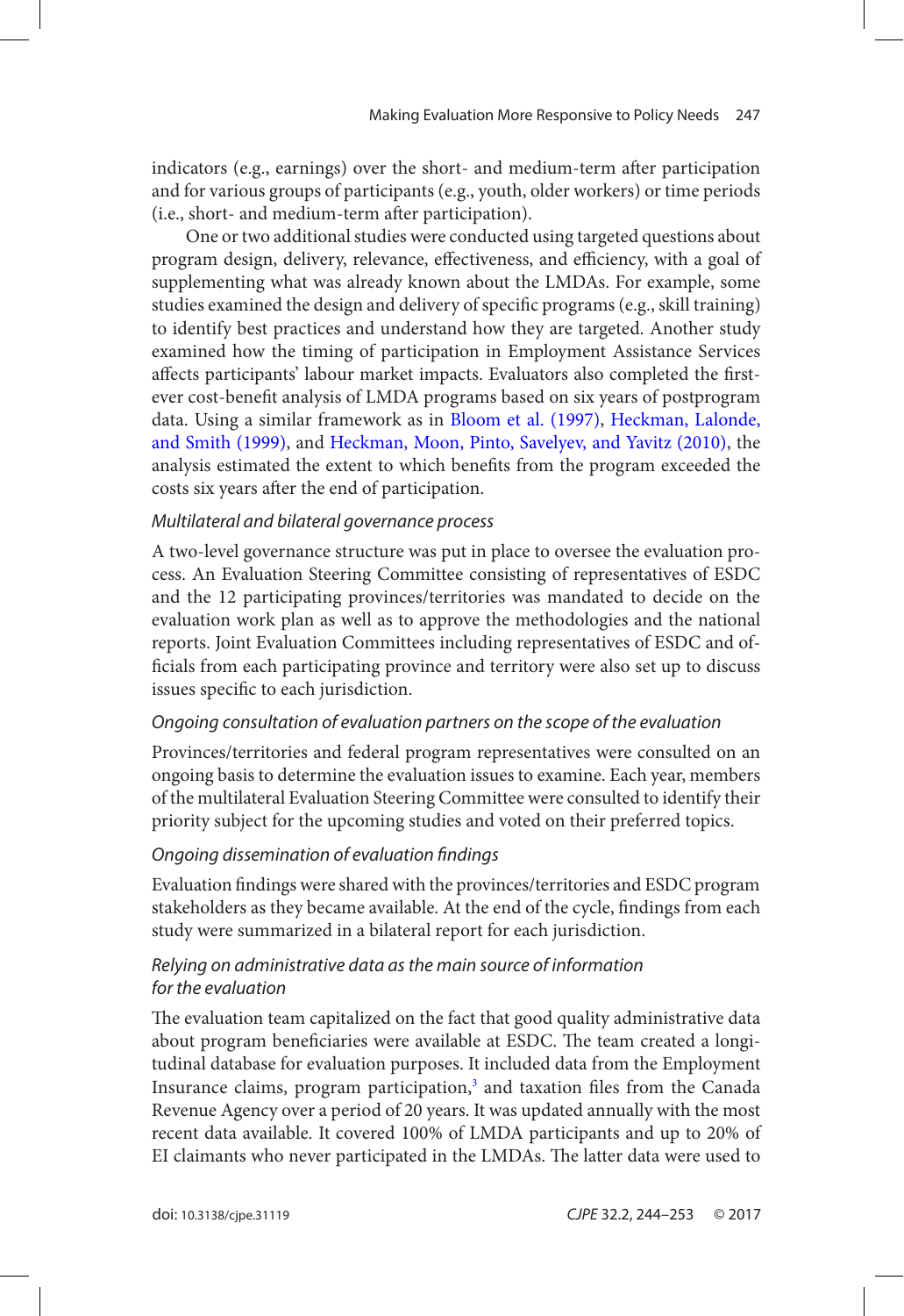indicators (e.g., earnings) over the short- and medium-term after participation and for various groups of participants (e.g., youth, older workers) or time periods (i.e., short- and medium-term after participation).

One or two additional studies were conducted using targeted questions about program design, delivery, relevance, effectiveness, and efficiency, with a goal of supplementing what was already known about the LMDAs. For example, some studies examined the design and delivery of specific programs (e.g., skill training) to identify best practices and understand how they are targeted. Another study examined how the timing of participation in Employment Assistance Services affects participants' labour market impacts. Evaluators also completed the first-ever cost-benefit analysis of LMDA programs based on six years of postprogram data. Using a similar framework as in Bloom et al. (1997), Heckman, Lalonde, and Smith (1999), and Heckman, Moon, Pinto, Savelyev, and Yavitz (2010), the analysis estimated the extent to which benefits from the program exceeded the costs six years after the end of participation.

*Multilateral and bilateral governance process*

A two-level governance structure was put in place to oversee the evaluation process. An Evaluation Steering Committee consisting of representatives of ESDC and the 12 participating provinces/territories was mandated to decide on the evaluation work plan as well as to approve the methodologies and the national reports. Joint Evaluation Committees including representatives of ESDC and officials from each participating province and territory were also set up to discuss issues specific to each jurisdiction.

*Ongoing consultation of evaluation partners on the scope of the evaluation*

Provinces/territories and federal program representatives were consulted on an ongoing basis to determine the evaluation issues to examine. Each year, members of the multilateral Evaluation Steering Committee were consulted to identify their priority subject for the upcoming studies and voted on their preferred topics.

*Ongoing dissemination of evaluation findings*

Evaluation findings were shared with the provinces/territories and ESDC program stakeholders as they became available. At the end of the cycle, findings from each study were summarized in a bilateral report for each jurisdiction.

*Relying on administrative data as the main source of information for the evaluation*

The evaluation team capitalized on the fact that good quality administrative data about program beneficiaries were available at ESDC. The team created a longitudinal database for evaluation purposes. It included data from the Employment Insurance claims, program participation,[3] and taxation files from the Canada Revenue Agency over a period of 20 years. It was updated annually with the most recent data available. It covered 100% of LMDA participants and up to 20% of EI claimants who never participated in the LMDAs. The latter data were used to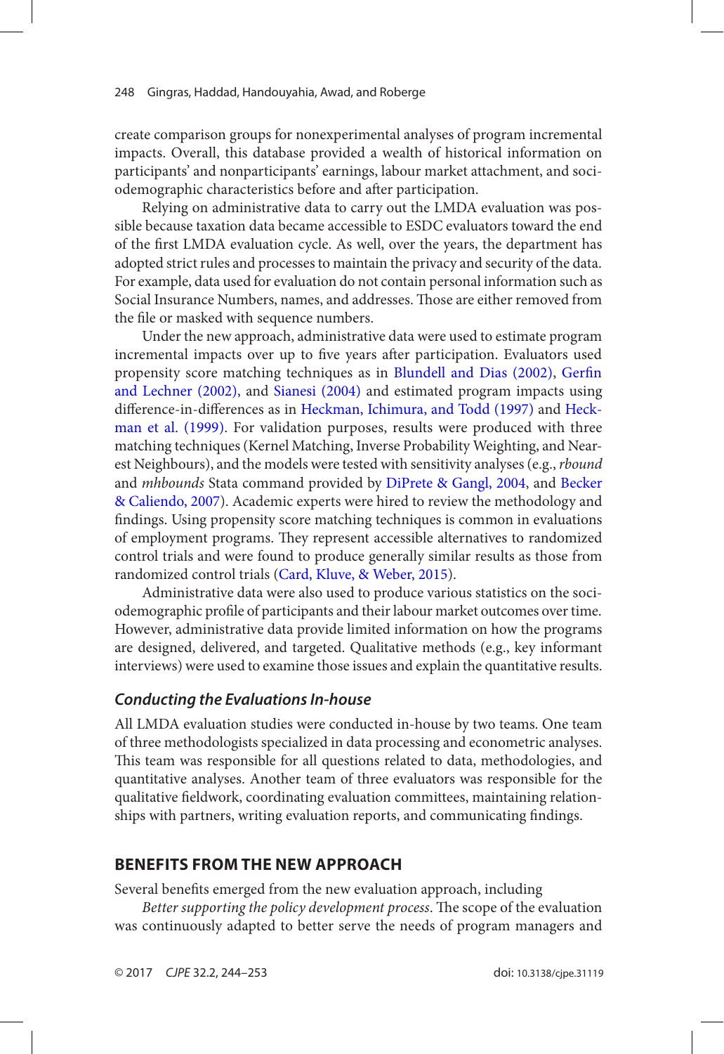create comparison groups for nonexperimental analyses of program incremental impacts. Overall, this database provided a wealth of historical information on participants' and nonparticipants' earnings, labour market attachment, and sociodemographic characteristics before and after participation.

Relying on administrative data to carry out the LMDA evaluation was possible because taxation data became accessible to ESDC evaluators toward the end of the first LMDA evaluation cycle. As well, over the years, the department has adopted strict rules and processes to maintain the privacy and security of the data. For example, data used for evaluation do not contain personal information such as Social Insurance Numbers, names, and addresses. Those are either removed from the file or masked with sequence numbers.

Under the new approach, administrative data were used to estimate program incremental impacts over up to five years after participation. Evaluators used propensity score matching techniques as in Blundell and Dias (2002), Gerfin and Lechner (2002), and Sianesi (2004) and estimated program impacts using difference-in-differences as in Heckman, Ichimura, and Todd (1997) and Heckman et al. (1999). For validation purposes, results were produced with three matching techniques (Kernel Matching, Inverse Probability Weighting, and Nearest Neighbours), and the models were tested with sensitivity analyses (e.g., *rbound* and *mhbounds* Stata command provided by DiPrete & Gangl, 2004, and Becker & Caliendo, 2007). Academic experts were hired to review the methodology and findings. Using propensity score matching techniques is common in evaluations of employment programs. They represent accessible alternatives to randomized control trials and were found to produce generally similar results as those from randomized control trials (Card, Kluve, & Weber, 2015).

Administrative data were also used to produce various statistics on the sociodemographic profile of participants and their labour market outcomes over time. However, administrative data provide limited information on how the programs are designed, delivered, and targeted. Qualitative methods (e.g., key informant interviews) were used to examine those issues and explain the quantitative results.

### *Conducting the Evaluations In-house*

All LMDA evaluation studies were conducted in-house by two teams. One team of three methodologists specialized in data processing and econometric analyses. This team was responsible for all questions related to data, methodologies, and quantitative analyses. Another team of three evaluators was responsible for the qualitative fieldwork, coordinating evaluation committees, maintaining relationships with partners, writing evaluation reports, and communicating findings.

## BENEFITS FROM THE NEW APPROACH

Several benefits emerged from the new evaluation approach, including

*Better supporting the policy development process*. The scope of the evaluation was continuously adapted to better serve the needs of program managers and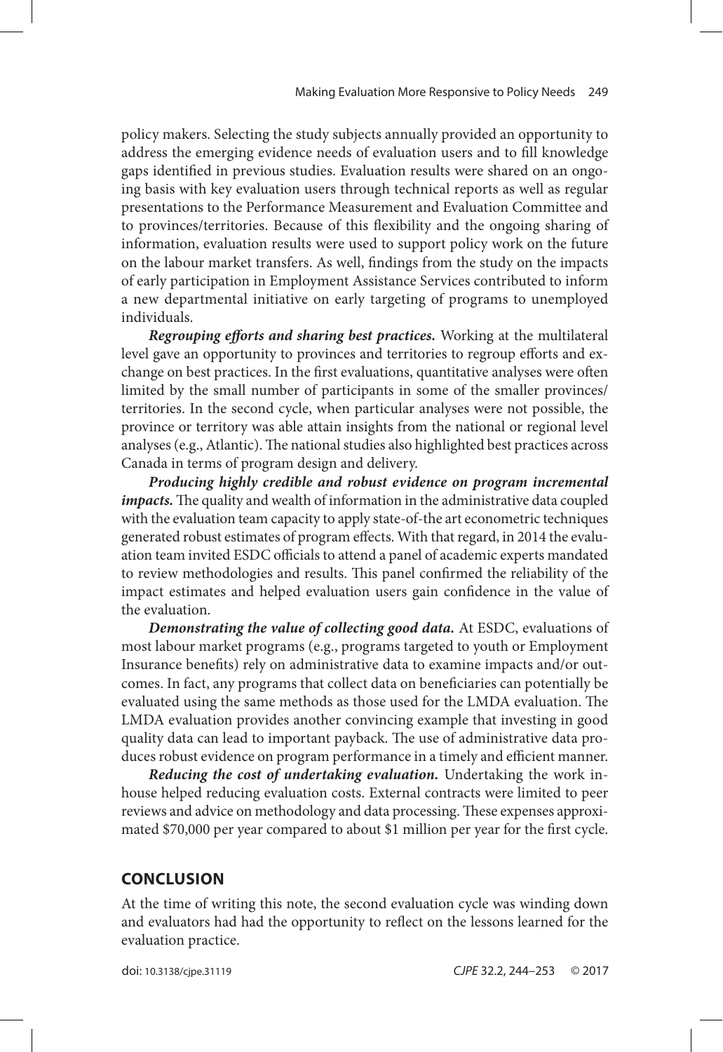policy makers. Selecting the study subjects annually provided an opportunity to address the emerging evidence needs of evaluation users and to fill knowledge gaps identified in previous studies. Evaluation results were shared on an ongoing basis with key evaluation users through technical reports as well as regular presentations to the Performance Measurement and Evaluation Committee and to provinces/territories. Because of this flexibility and the ongoing sharing of information, evaluation results were used to support policy work on the future on the labour market transfers. As well, findings from the study on the impacts of early participation in Employment Assistance Services contributed to inform a new departmental initiative on early targeting of programs to unemployed individuals.

***Regrouping efforts and sharing best practices.*** Working at the multilateral level gave an opportunity to provinces and territories to regroup efforts and exchange on best practices. In the first evaluations, quantitative analyses were often limited by the small number of participants in some of the smaller provinces/territories. In the second cycle, when particular analyses were not possible, the province or territory was able attain insights from the national or regional level analyses (e.g., Atlantic). The national studies also highlighted best practices across Canada in terms of program design and delivery.

***Producing highly credible and robust evidence on program incremental impacts.*** The quality and wealth of information in the administrative data coupled with the evaluation team capacity to apply state-of-the art econometric techniques generated robust estimates of program effects. With that regard, in 2014 the evaluation team invited ESDC officials to attend a panel of academic experts mandated to review methodologies and results. This panel confirmed the reliability of the impact estimates and helped evaluation users gain confidence in the value of the evaluation.

***Demonstrating the value of collecting good data.*** At ESDC, evaluations of most labour market programs (e.g., programs targeted to youth or Employment Insurance benefits) rely on administrative data to examine impacts and/or outcomes. In fact, any programs that collect data on beneficiaries can potentially be evaluated using the same methods as those used for the LMDA evaluation. The LMDA evaluation provides another convincing example that investing in good quality data can lead to important payback. The use of administrative data produces robust evidence on program performance in a timely and efficient manner.

***Reducing the cost of undertaking evaluation.*** Undertaking the work in-house helped reducing evaluation costs. External contracts were limited to peer reviews and advice on methodology and data processing. These expenses approximated $70,000 per year compared to about $1 million per year for the first cycle.

## CONCLUSION

At the time of writing this note, the second evaluation cycle was winding down and evaluators had had the opportunity to reflect on the lessons learned for the evaluation practice.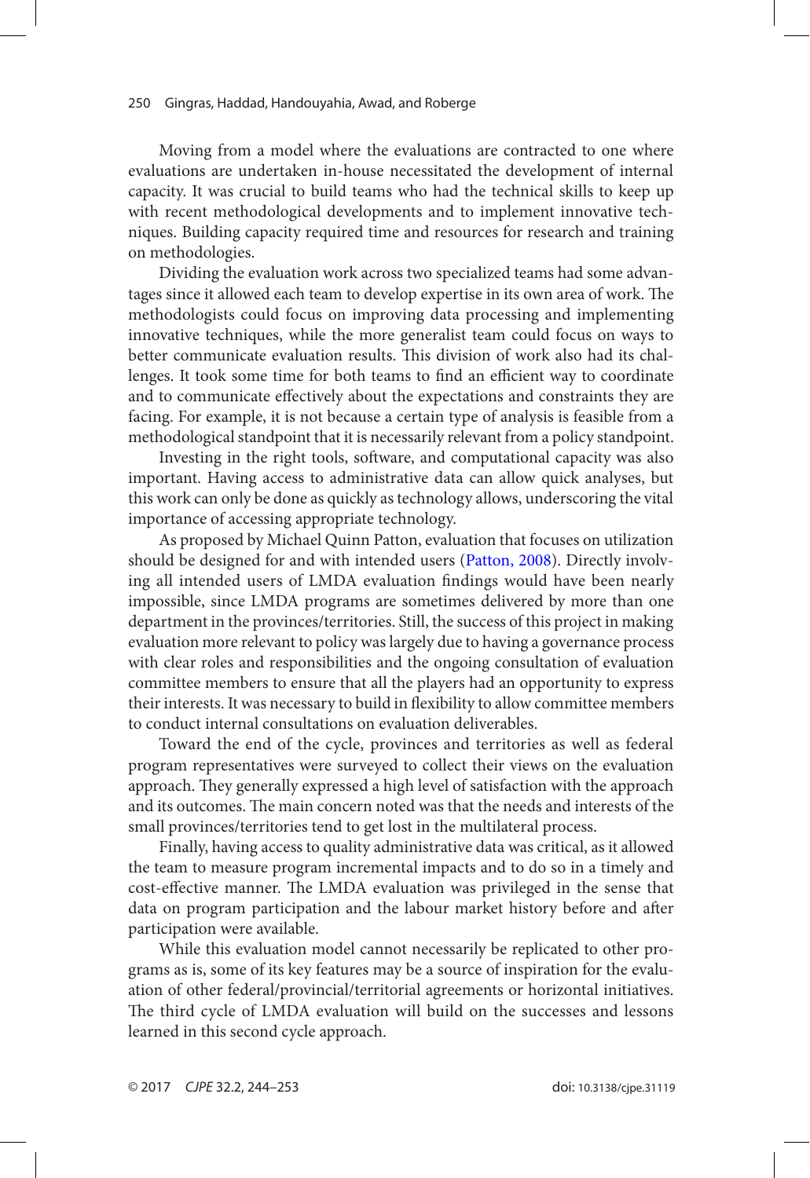Moving from a model where the evaluations are contracted to one where evaluations are undertaken in-house necessitated the development of internal capacity. It was crucial to build teams who had the technical skills to keep up with recent methodological developments and to implement innovative techniques. Building capacity required time and resources for research and training on methodologies.

Dividing the evaluation work across two specialized teams had some advantages since it allowed each team to develop expertise in its own area of work. The methodologists could focus on improving data processing and implementing innovative techniques, while the more generalist team could focus on ways to better communicate evaluation results. This division of work also had its challenges. It took some time for both teams to find an efficient way to coordinate and to communicate effectively about the expectations and constraints they are facing. For example, it is not because a certain type of analysis is feasible from a methodological standpoint that it is necessarily relevant from a policy standpoint.

Investing in the right tools, software, and computational capacity was also important. Having access to administrative data can allow quick analyses, but this work can only be done as quickly as technology allows, underscoring the vital importance of accessing appropriate technology.

As proposed by Michael Quinn Patton, evaluation that focuses on utilization should be designed for and with intended users (Patton, 2008). Directly involving all intended users of LMDA evaluation findings would have been nearly impossible, since LMDA programs are sometimes delivered by more than one department in the provinces/territories. Still, the success of this project in making evaluation more relevant to policy was largely due to having a governance process with clear roles and responsibilities and the ongoing consultation of evaluation committee members to ensure that all the players had an opportunity to express their interests. It was necessary to build in flexibility to allow committee members to conduct internal consultations on evaluation deliverables.

Toward the end of the cycle, provinces and territories as well as federal program representatives were surveyed to collect their views on the evaluation approach. They generally expressed a high level of satisfaction with the approach and its outcomes. The main concern noted was that the needs and interests of the small provinces/territories tend to get lost in the multilateral process.

Finally, having access to quality administrative data was critical, as it allowed the team to measure program incremental impacts and to do so in a timely and cost-effective manner. The LMDA evaluation was privileged in the sense that data on program participation and the labour market history before and after participation were available.

While this evaluation model cannot necessarily be replicated to other programs as is, some of its key features may be a source of inspiration for the evaluation of other federal/provincial/territorial agreements or horizontal initiatives. The third cycle of LMDA evaluation will build on the successes and lessons learned in this second cycle approach.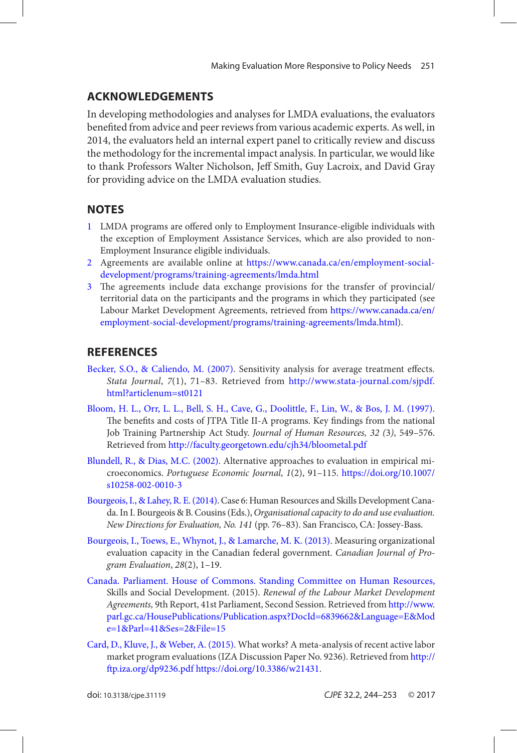## ACKNOWLEDGEMENTS

In developing methodologies and analyses for LMDA evaluations, the evaluators benefited from advice and peer reviews from various academic experts. As well, in 2014, the evaluators held an internal expert panel to critically review and discuss the methodology for the incremental impact analysis. In particular, we would like to thank Professors Walter Nicholson, Jeff Smith, Guy Lacroix, and David Gray for providing advice on the LMDA evaluation studies.

## NOTES

1. LMDA programs are offered only to Employment Insurance-eligible individuals with the exception of Employment Assistance Services, which are also provided to non-Employment Insurance eligible individuals.
2. Agreements are available online at https://www.canada.ca/en/employment-social-development/programs/training-agreements/lmda.html
3. The agreements include data exchange provisions for the transfer of provincial/territorial data on the participants and the programs in which they participated (see Labour Market Development Agreements, retrieved from https://www.canada.ca/en/employment-social-development/programs/training-agreements/lmda.html).

## REFERENCES

Becker, S.O., & Caliendo, M. (2007). Sensitivity analysis for average treatment effects. *Stata Journal*, *7*(1), 71–83. Retrieved from http://www.stata-journal.com/sjpdf.html?articlenum=st0121

Bloom, H. L., Orr, L. L., Bell, S. H., Cave, G., Doolittle, F., Lin, W., & Bos, J. M. (1997). The benefits and costs of JTPA Title II-A programs. Key findings from the national Job Training Partnership Act Study. *Journal of Human Resources, 32 (*3), 549–576. Retrieved from http://faculty.georgetown.edu/cjh34/bloometal.pdf

Blundell, R., & Dias, M.C. (2002). Alternative approaches to evaluation in empirical microeconomics. *Portuguese Economic Journal*, *1*(2), 91–115. https://doi.org/10.1007/s10258-002-0010-3

Bourgeois, I., & Lahey, R. E. (2014). Case 6: Human Resources and Skills Development Canada. In I. Bourgeois & B. Cousins (Eds.), *Organisational capacity to do and use evaluation. New Directions for Evaluation, No. 141* (pp. 76–83). San Francisco, CA: Jossey-Bass.

Bourgeois, I., Toews, E., Whynot, J., & Lamarche, M. K. (2013). Measuring organizational evaluation capacity in the Canadian federal government. *Canadian Journal of Program Evaluation*, *28*(2), 1–19.

Canada. Parliament. House of Commons. Standing Committee on Human Resources, Skills and Social Development. (2015). *Renewal of the Labour Market Development Agreements,* 9th Report, 41st Parliament, Second Session. Retrieved from http://www.parl.gc.ca/HousePublications/Publication.aspx?DocId=6839662&Language=E&Mode=1&Parl=41&Ses=2&File=15

Card, D., Kluve, J., & Weber, A. (2015). What works? A meta-analysis of recent active labor market program evaluations (IZA Discussion Paper No. 9236). Retrieved from http://ftp.iza.org/dp9236.pdf https://doi.org/10.3386/w21431.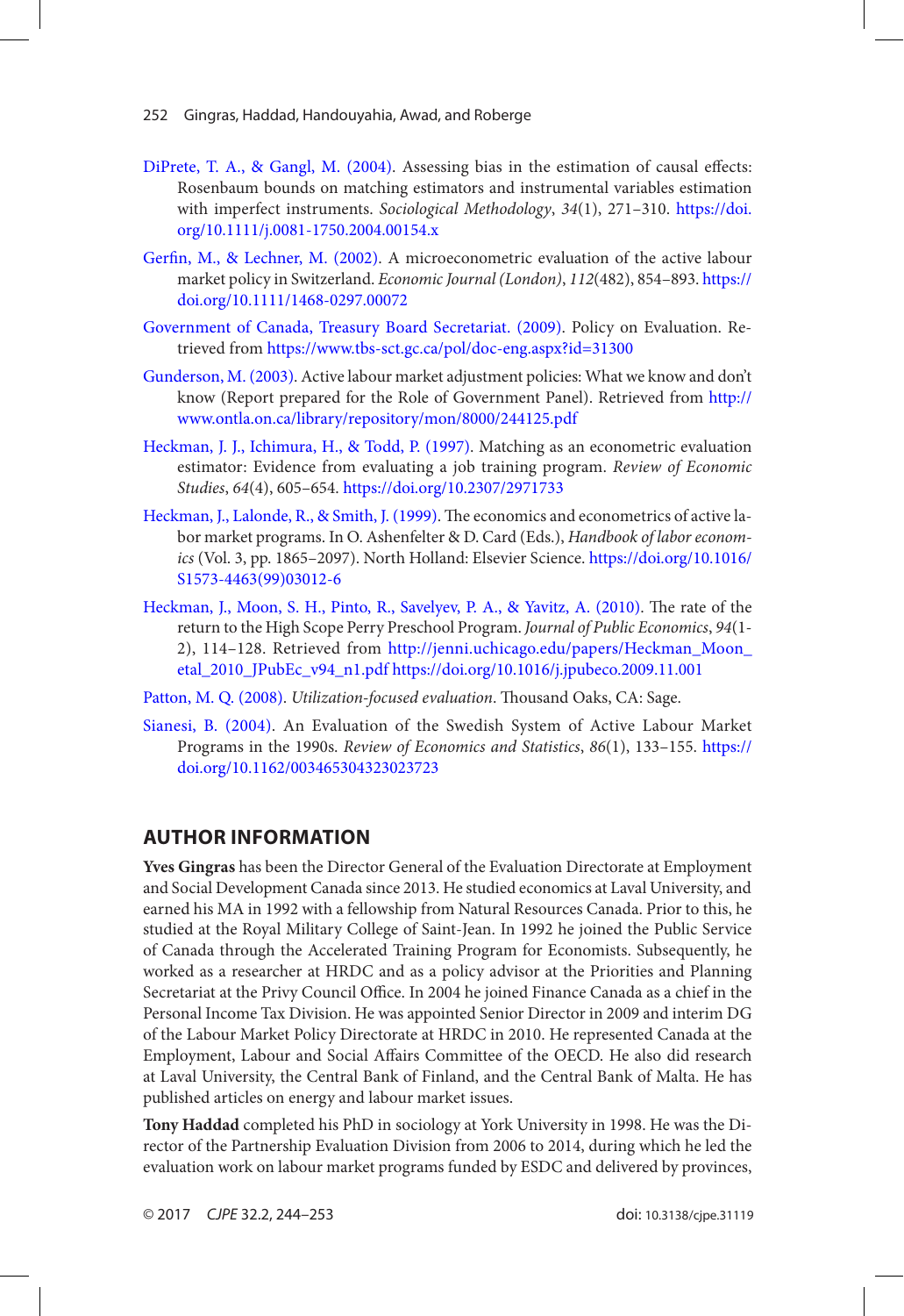DiPrete, T. A., & Gangl, M. (2004). Assessing bias in the estimation of causal effects: Rosenbaum bounds on matching estimators and instrumental variables estimation with imperfect instruments. *Sociological Methodology*, *34*(1), 271–310. https://doi.org/10.1111/j.0081-1750.2004.00154.x

Gerfin, M., & Lechner, M. (2002). A microeconometric evaluation of the active labour market policy in Switzerland. *Economic Journal (London)*, *112*(482), 854–893. https://doi.org/10.1111/1468-0297.00072

Government of Canada, Treasury Board Secretariat. (2009). Policy on Evaluation. Retrieved from https://www.tbs-sct.gc.ca/pol/doc-eng.aspx?id=31300

Gunderson, M. (2003). Active labour market adjustment policies: What we know and don't know (Report prepared for the Role of Government Panel). Retrieved from http://www.ontla.on.ca/library/repository/mon/8000/244125.pdf

Heckman, J. J., Ichimura, H., & Todd, P. (1997). Matching as an econometric evaluation estimator: Evidence from evaluating a job training program. *Review of Economic Studies*, *64*(4), 605–654. https://doi.org/10.2307/2971733

Heckman, J., Lalonde, R., & Smith, J. (1999). The economics and econometrics of active labor market programs. In O. Ashenfelter & D. Card (Eds.), *Handbook of labor economics* (Vol. 3, pp. 1865–2097). North Holland: Elsevier Science. https://doi.org/10.1016/S1573-4463(99)03012-6

Heckman, J., Moon, S. H., Pinto, R., Savelyev, P. A., & Yavitz, A. (2010). The rate of the return to the High Scope Perry Preschool Program. *Journal of Public Economics*, *94*(1-2), 114–128. Retrieved from http://jenni.uchicago.edu/papers/Heckman_Moon_etal_2010_JPubEc_v94_n1.pdf https://doi.org/10.1016/j.jpubeco.2009.11.001

Patton, M. Q. (2008). *Utilization-focused evaluation*. Thousand Oaks, CA: Sage.

Sianesi, B. (2004). An Evaluation of the Swedish System of Active Labour Market Programs in the 1990s. *Review of Economics and Statistics*, *86*(1), 133–155. https://doi.org/10.1162/003465304323023723

## AUTHOR INFORMATION

**Yves Gingras** has been the Director General of the Evaluation Directorate at Employment and Social Development Canada since 2013. He studied economics at Laval University, and earned his MA in 1992 with a fellowship from Natural Resources Canada. Prior to this, he studied at the Royal Military College of Saint-Jean. In 1992 he joined the Public Service of Canada through the Accelerated Training Program for Economists. Subsequently, he worked as a researcher at HRDC and as a policy advisor at the Priorities and Planning Secretariat at the Privy Council Office. In 2004 he joined Finance Canada as a chief in the Personal Income Tax Division. He was appointed Senior Director in 2009 and interim DG of the Labour Market Policy Directorate at HRDC in 2010. He represented Canada at the Employment, Labour and Social Affairs Committee of the OECD. He also did research at Laval University, the Central Bank of Finland, and the Central Bank of Malta. He has published articles on energy and labour market issues.

**Tony Haddad** completed his PhD in sociology at York University in 1998. He was the Director of the Partnership Evaluation Division from 2006 to 2014, during which he led the evaluation work on labour market programs funded by ESDC and delivered by provinces,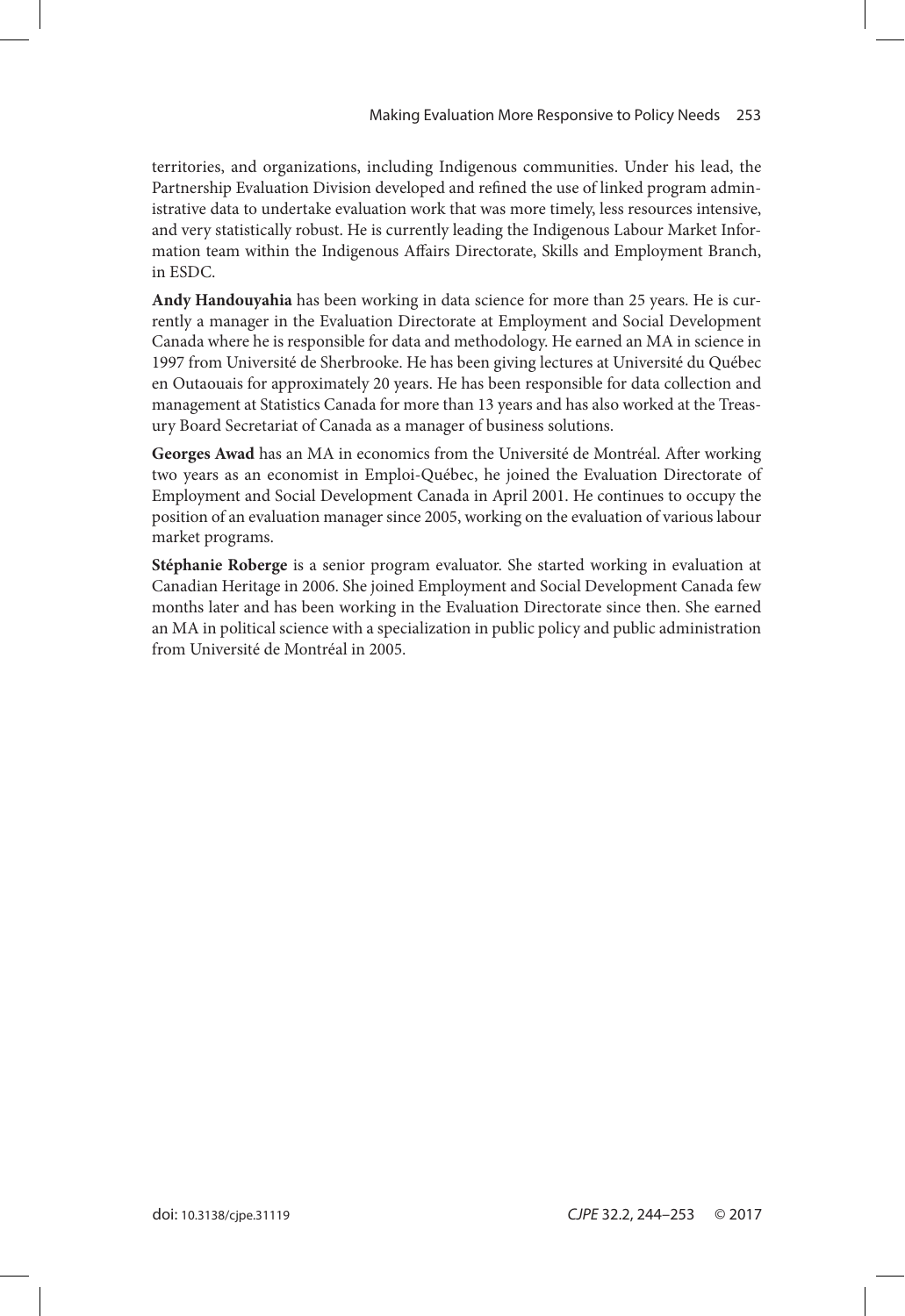territories, and organizations, including Indigenous communities. Under his lead, the Partnership Evaluation Division developed and refined the use of linked program administrative data to undertake evaluation work that was more timely, less resources intensive, and very statistically robust. He is currently leading the Indigenous Labour Market Information team within the Indigenous Affairs Directorate, Skills and Employment Branch, in ESDC.

**Andy Handouyahia** has been working in data science for more than 25 years. He is currently a manager in the Evaluation Directorate at Employment and Social Development Canada where he is responsible for data and methodology. He earned an MA in science in 1997 from Université de Sherbrooke. He has been giving lectures at Université du Québec en Outaouais for approximately 20 years. He has been responsible for data collection and management at Statistics Canada for more than 13 years and has also worked at the Treasury Board Secretariat of Canada as a manager of business solutions.

**Georges Awad** has an MA in economics from the Université de Montréal. After working two years as an economist in Emploi-Québec, he joined the Evaluation Directorate of Employment and Social Development Canada in April 2001. He continues to occupy the position of an evaluation manager since 2005, working on the evaluation of various labour market programs.

**Stéphanie Roberge** is a senior program evaluator. She started working in evaluation at Canadian Heritage in 2006. She joined Employment and Social Development Canada few months later and has been working in the Evaluation Directorate since then. She earned an MA in political science with a specialization in public policy and public administration from Université de Montréal in 2005.